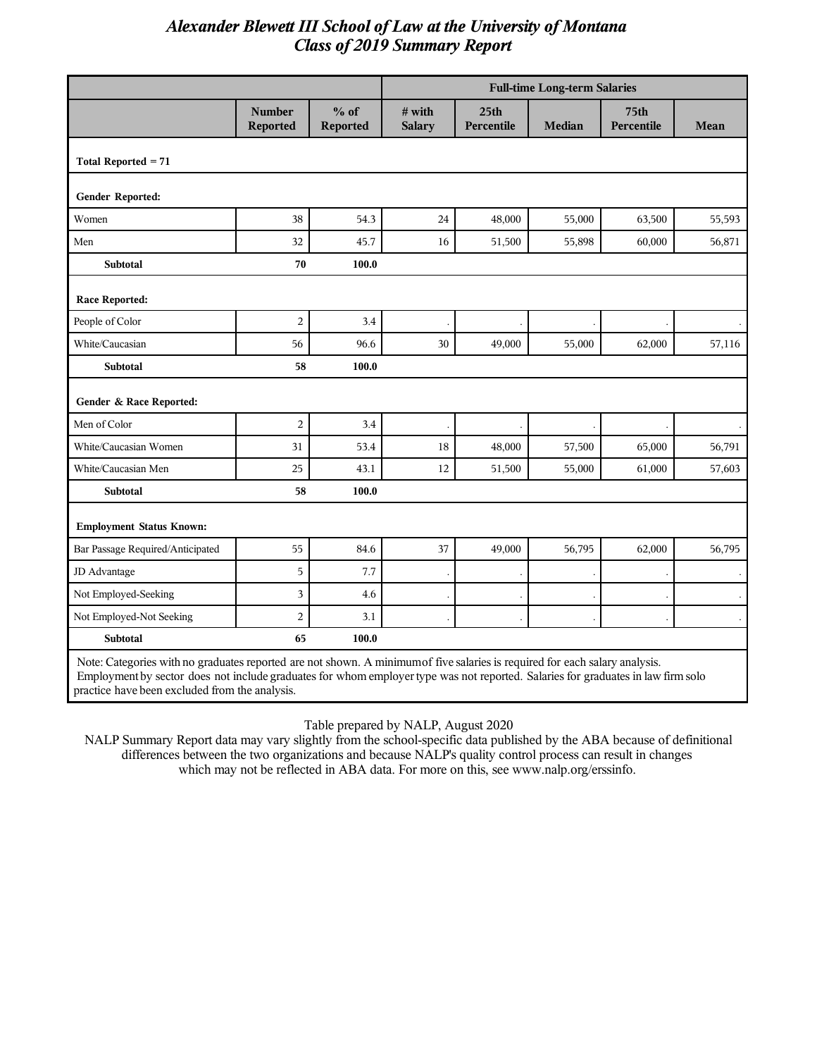# Alexander Blewett III School of Law at the University of Montana
## Class of 2019 Summary Report

| | | | Full-time Long-term Salaries | | | | |
|---|---|---|---|---|---|---|---|
| | Number Reported | % of Reported | # with Salary | 25th Percentile | Median | 75th Percentile | Mean |
| **Total Reported = 71** | | | | | | | |
| **Gender Reported:** | | | | | | | |
| Women | 38 | 54.3 | 24 | 48,000 | 55,000 | 63,500 | 55,593 |
| Men | 32 | 45.7 | 16 | 51,500 | 55,898 | 60,000 | 56,871 |
| **Subtotal** | **70** | **100.0** | | | | | |
| **Race Reported:** | | | | | | | |
| People of Color | 2 | 3.4 | . | . | . | . | . |
| White/Caucasian | 56 | 96.6 | 30 | 49,000 | 55,000 | 62,000 | 57,116 |
| **Subtotal** | **58** | **100.0** | | | | | |
| **Gender & Race Reported:** | | | | | | | |
| Men of Color | 2 | 3.4 | . | . | . | . | . |
| White/Caucasian Women | 31 | 53.4 | 18 | 48,000 | 57,500 | 65,000 | 56,791 |
| White/Caucasian Men | 25 | 43.1 | 12 | 51,500 | 55,000 | 61,000 | 57,603 |
| **Subtotal** | **58** | **100.0** | | | | | |
| **Employment Status Known:** | | | | | | | |
| Bar Passage Required/Anticipated | 55 | 84.6 | 37 | 49,000 | 56,795 | 62,000 | 56,795 |
| JD Advantage | 5 | 7.7 | . | . | . | . | . |
| Not Employed-Seeking | 3 | 4.6 | . | . | . | . | . |
| Not Employed-Not Seeking | 2 | 3.1 | . | . | . | . | . |
| **Subtotal** | **65** | **100.0** | | | | | |

Note: Categories with no graduates reported are not shown. A minimum of five salaries is required for each salary analysis. Employment by sector does not include graduates for whom employer type was not reported. Salaries for graduates in law firm solo practice have been excluded from the analysis.

Table prepared by NALP, August 2020

NALP Summary Report data may vary slightly from the school-specific data published by the ABA because of definitional differences between the two organizations and because NALP's quality control process can result in changes which may not be reflected in ABA data. For more on this, see www.nalp.org/erssinfo.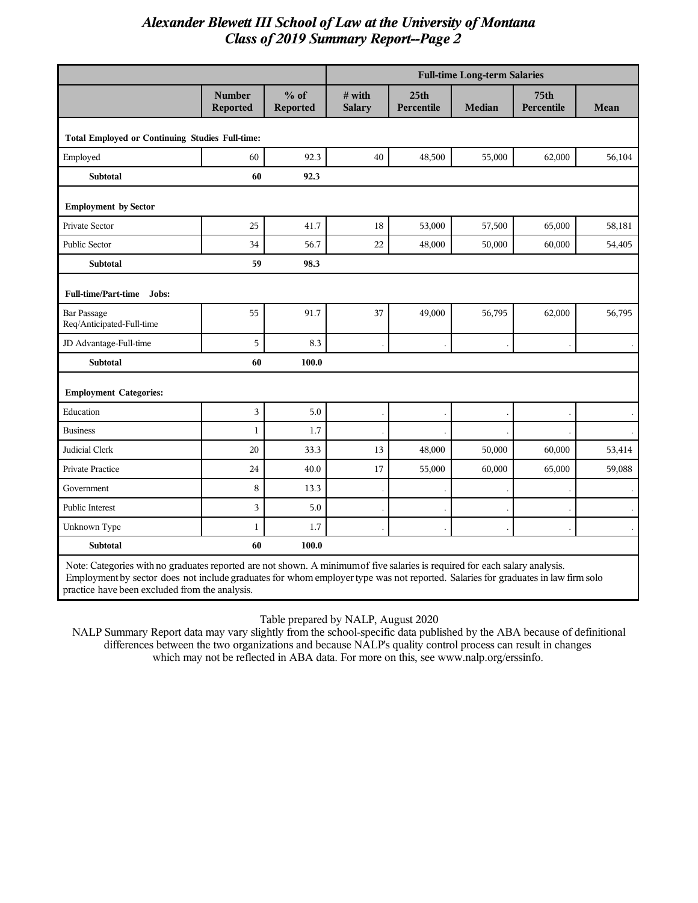# Alexander Blewett III School of Law at the University of Montana
## Class of 2019 Summary Report--Page 2

| | | | Full-time Long-term Salaries | | | | |
|---|---|---|---|---|---|---|---|
| | **Number Reported** | **% of Reported** | **# with Salary** | **25th Percentile** | **Median** | **75th Percentile** | **Mean** |
| **Total Employed or Continuing Studies Full-time:** | | | | | | | |
| Employed | 60 | 92.3 | 40 | 48,500 | 55,000 | 62,000 | 56,104 |
| **Subtotal** | **60** | **92.3** | | | | | |
| **Employment by Sector** | | | | | | | |
| Private Sector | 25 | 41.7 | 18 | 53,000 | 57,500 | 65,000 | 58,181 |
| Public Sector | 34 | 56.7 | 22 | 48,000 | 50,000 | 60,000 | 54,405 |
| **Subtotal** | **59** | **98.3** | | | | | |
| **Full-time/Part-time Jobs:** | | | | | | | |
| Bar Passage Req/Anticipated-Full-time | 55 | 91.7 | 37 | 49,000 | 56,795 | 62,000 | 56,795 |
| JD Advantage-Full-time | 5 | 8.3 | . | . | . | . | . |
| **Subtotal** | **60** | **100.0** | | | | | |
| **Employment Categories:** | | | | | | | |
| Education | 3 | 5.0 | . | . | . | . | . |
| Business | 1 | 1.7 | . | . | . | . | . |
| Judicial Clerk | 20 | 33.3 | 13 | 48,000 | 50,000 | 60,000 | 53,414 |
| Private Practice | 24 | 40.0 | 17 | 55,000 | 60,000 | 65,000 | 59,088 |
| Government | 8 | 13.3 | . | . | . | . | . |
| Public Interest | 3 | 5.0 | . | . | . | . | . |
| Unknown Type | 1 | 1.7 | . | . | . | . | . |
| **Subtotal** | **60** | **100.0** | | | | | |

Note: Categories with no graduates reported are not shown. A minimum of five salaries is required for each salary analysis. Employment by sector does not include graduates for whom employer type was not reported. Salaries for graduates in law firm solo practice have been excluded from the analysis.

Table prepared by NALP, August 2020

NALP Summary Report data may vary slightly from the school-specific data published by the ABA because of definitional differences between the two organizations and because NALP's quality control process can result in changes which may not be reflected in ABA data. For more on this, see www.nalp.org/erssinfo.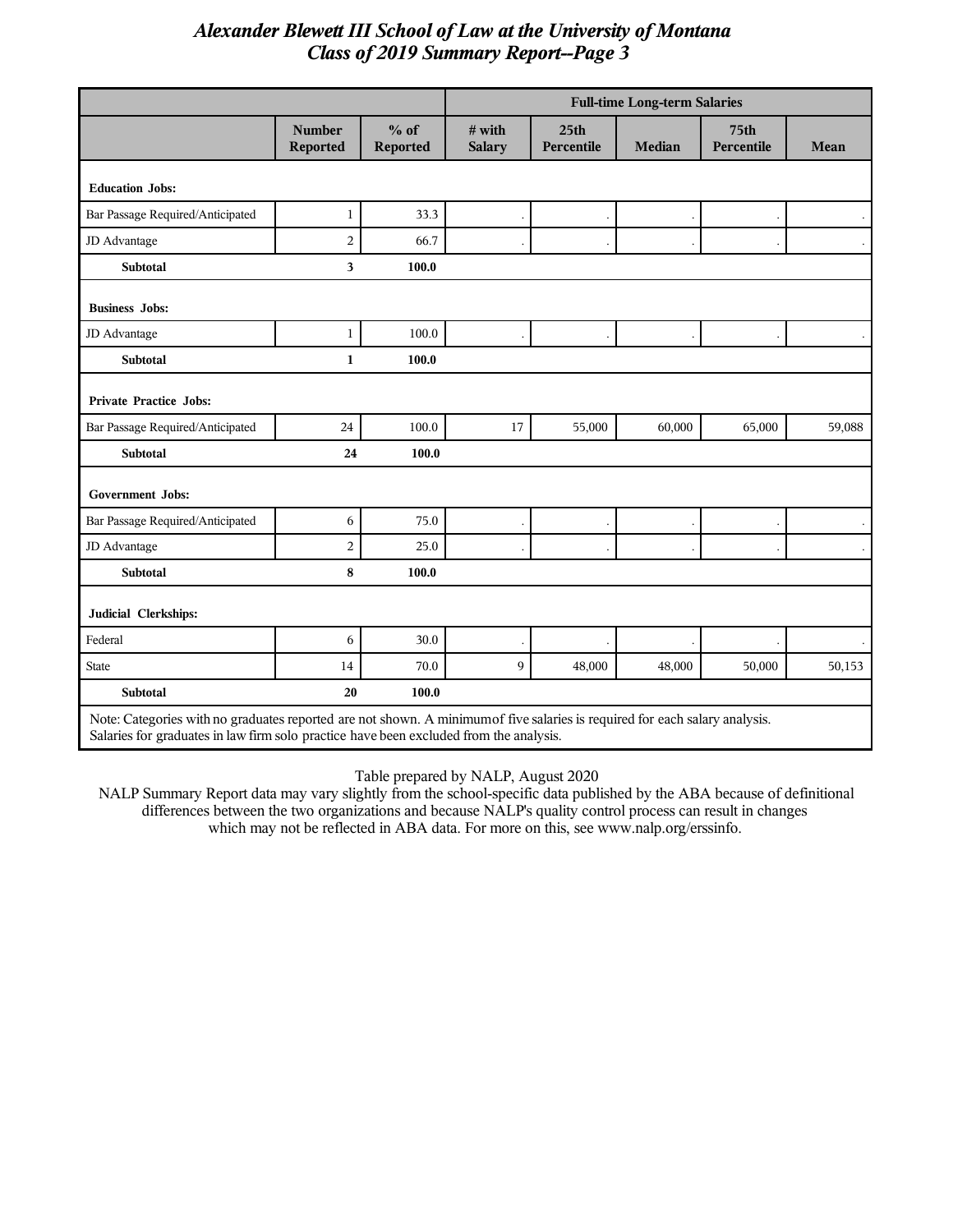# Alexander Blewett III School of Law at the University of Montana
## Class of 2019 Summary Report--Page 3

| | | | Full-time Long-term Salaries | | | | |
|---|---|---|---|---|---|---|---|
| | Number Reported | % of Reported | # with Salary | 25th Percentile | Median | 75th Percentile | Mean |
| **Education Jobs:** | | | | | | | |
| Bar Passage Required/Anticipated | 1 | 33.3 | . | . | . | . | . |
| JD Advantage | 2 | 66.7 | . | . | . | . | . |
| **Subtotal** | **3** | **100.0** | | | | | |
| **Business Jobs:** | | | | | | | |
| JD Advantage | 1 | 100.0 | . | . | . | . | . |
| **Subtotal** | **1** | **100.0** | | | | | |
| **Private Practice Jobs:** | | | | | | | |
| Bar Passage Required/Anticipated | 24 | 100.0 | 17 | 55,000 | 60,000 | 65,000 | 59,088 |
| **Subtotal** | **24** | **100.0** | | | | | |
| **Government Jobs:** | | | | | | | |
| Bar Passage Required/Anticipated | 6 | 75.0 | . | . | . | . | . |
| JD Advantage | 2 | 25.0 | . | . | . | . | . |
| **Subtotal** | **8** | **100.0** | | | | | |
| **Judicial Clerkships:** | | | | | | | |
| Federal | 6 | 30.0 | . | . | . | . | . |
| State | 14 | 70.0 | 9 | 48,000 | 48,000 | 50,000 | 50,153 |
| **Subtotal** | **20** | **100.0** | | | | | |

Note: Categories with no graduates reported are not shown. A minimum of five salaries is required for each salary analysis. Salaries for graduates in law firm solo practice have been excluded from the analysis.

Table prepared by NALP, August 2020

NALP Summary Report data may vary slightly from the school-specific data published by the ABA because of definitional differences between the two organizations and because NALP's quality control process can result in changes which may not be reflected in ABA data. For more on this, see www.nalp.org/erssinfo.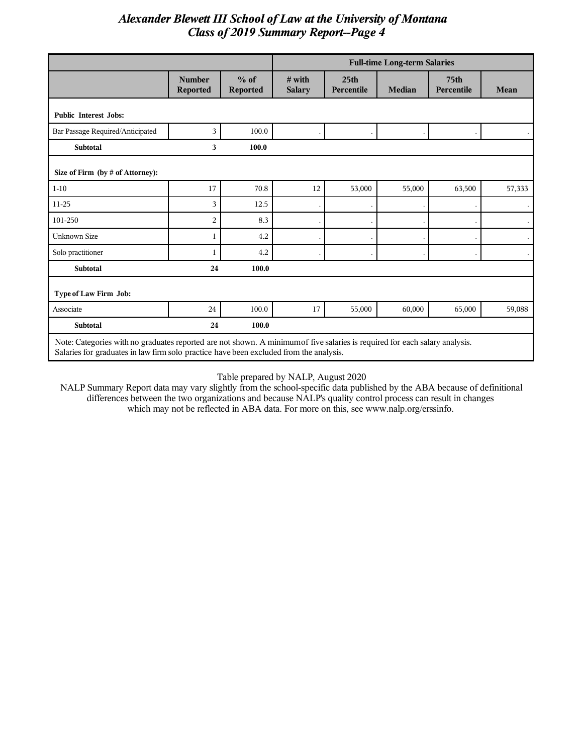# Alexander Blewett III School of Law at the University of Montana
## Class of 2019 Summary Report--Page 4

| | | | Full-time Long-term Salaries | | | | |
|---|---|---|---|---|---|---|---|
| | Number Reported | % of Reported | # with Salary | 25th Percentile | Median | 75th Percentile | Mean |
| **Public Interest Jobs:** | | | | | | | |
| Bar Passage Required/Anticipated | 3 | 100.0 | . | . | . | . | . |
| **Subtotal** | **3** | **100.0** | | | | | |
| **Size of Firm (by # of Attorney):** | | | | | | | |
| 1-10 | 17 | 70.8 | 12 | 53,000 | 55,000 | 63,500 | 57,333 |
| 11-25 | 3 | 12.5 | . | . | . | . | . |
| 101-250 | 2 | 8.3 | . | . | . | . | . |
| Unknown Size | 1 | 4.2 | . | . | . | . | . |
| Solo practitioner | 1 | 4.2 | . | . | . | . | . |
| **Subtotal** | **24** | **100.0** | | | | | |
| **Type of Law Firm Job:** | | | | | | | |
| Associate | 24 | 100.0 | 17 | 55,000 | 60,000 | 65,000 | 59,088 |
| **Subtotal** | **24** | **100.0** | | | | | |

Note: Categories with no graduates reported are not shown. A minimum of five salaries is required for each salary analysis. Salaries for graduates in law firm solo practice have been excluded from the analysis.

Table prepared by NALP, August 2020

NALP Summary Report data may vary slightly from the school-specific data published by the ABA because of definitional differences between the two organizations and because NALP's quality control process can result in changes which may not be reflected in ABA data. For more on this, see www.nalp.org/erssinfo.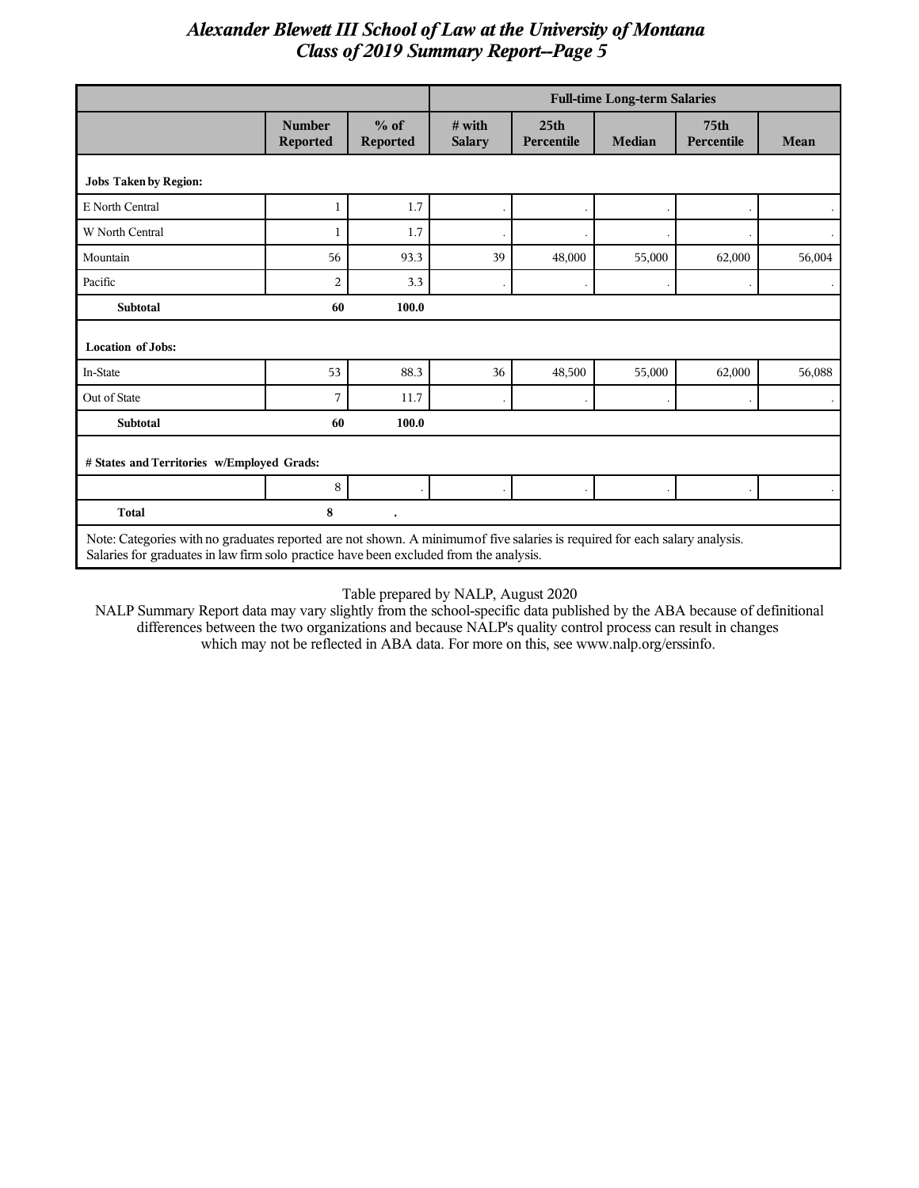# Alexander Blewett III School of Law at the University of Montana
## Class of 2019 Summary Report--Page 5

| | | | Full-time Long-term Salaries | | | | |
|---|---|---|---|---|---|---|---|
| | Number Reported | % of Reported | # with Salary | 25th Percentile | Median | 75th Percentile | Mean |
| **Jobs Taken by Region:** | | | | | | | |
| E North Central | 1 | 1.7 | . | . | . | . | . |
| W North Central | 1 | 1.7 | . | . | . | . | . |
| Mountain | 56 | 93.3 | 39 | 48,000 | 55,000 | 62,000 | 56,004 |
| Pacific | 2 | 3.3 | . | . | . | . | . |
| **Subtotal** | **60** | **100.0** | | | | | |
| **Location of Jobs:** | | | | | | | |
| In-State | 53 | 88.3 | 36 | 48,500 | 55,000 | 62,000 | 56,088 |
| Out of State | 7 | 11.7 | . | . | . | . | . |
| **Subtotal** | **60** | **100.0** | | | | | |
| **# States and Territories w/Employed Grads:** | | | | | | | |
| | 8 | . | . | . | . | . | . |
| **Total** | **8** | **.** | | | | | |

Note: Categories with no graduates reported are not shown. A minimum of five salaries is required for each salary analysis. Salaries for graduates in law firm solo practice have been excluded from the analysis.

Table prepared by NALP, August 2020

NALP Summary Report data may vary slightly from the school-specific data published by the ABA because of definitional differences between the two organizations and because NALP's quality control process can result in changes which may not be reflected in ABA data. For more on this, see www.nalp.org/erssinfo.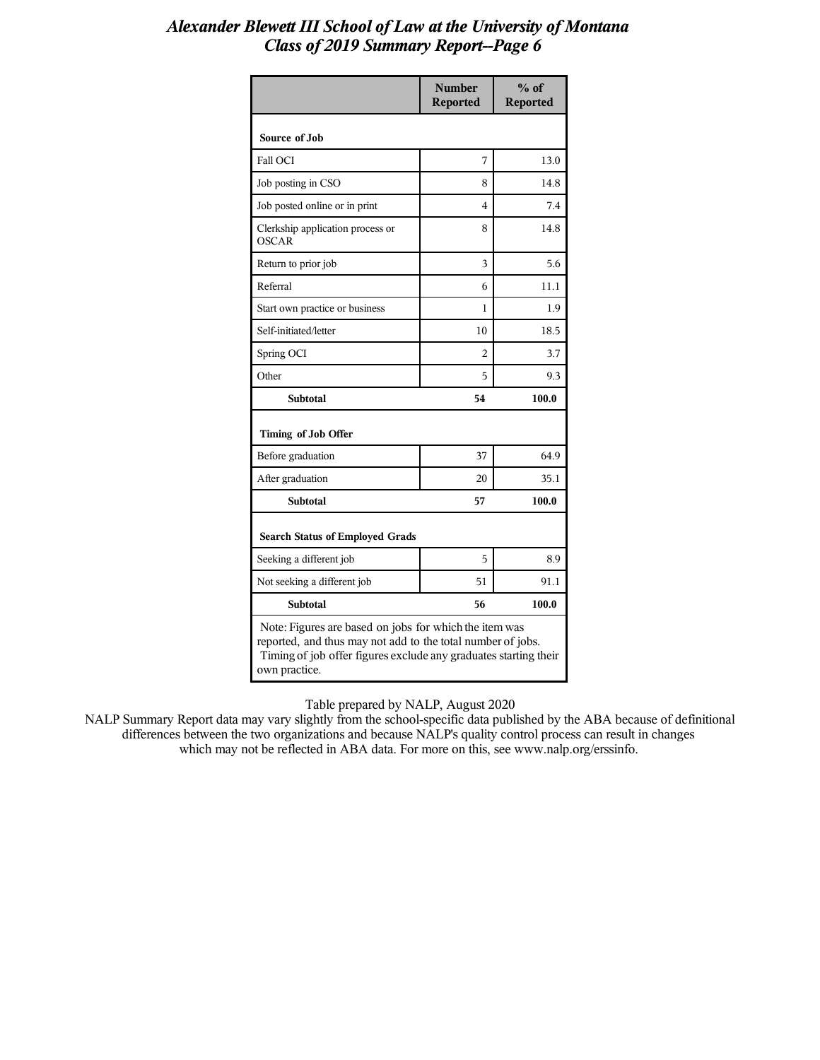# Alexander Blewett III School of Law at the University of Montana
## Class of 2019 Summary Report--Page 6

| | Number Reported | % of Reported |
|---|---|---|
| **Source of Job** | | |
| Fall OCI | 7 | 13.0 |
| Job posting in CSO | 8 | 14.8 |
| Job posted online or in print | 4 | 7.4 |
| Clerkship application process or OSCAR | 8 | 14.8 |
| Return to prior job | 3 | 5.6 |
| Referral | 6 | 11.1 |
| Start own practice or business | 1 | 1.9 |
| Self-initiated/letter | 10 | 18.5 |
| Spring OCI | 2 | 3.7 |
| Other | 5 | 9.3 |
| **Subtotal** | **54** | **100.0** |
| **Timing of Job Offer** | | |
| Before graduation | 37 | 64.9 |
| After graduation | 20 | 35.1 |
| **Subtotal** | **57** | **100.0** |
| **Search Status of Employed Grads** | | |
| Seeking a different job | 5 | 8.9 |
| Not seeking a different job | 51 | 91.1 |
| **Subtotal** | **56** | **100.0** |

Note: Figures are based on jobs for which the item was reported, and thus may not add to the total number of jobs. Timing of job offer figures exclude any graduates starting their own practice.

Table prepared by NALP, August 2020

NALP Summary Report data may vary slightly from the school-specific data published by the ABA because of definitional differences between the two organizations and because NALP's quality control process can result in changes which may not be reflected in ABA data. For more on this, see www.nalp.org/erssinfo.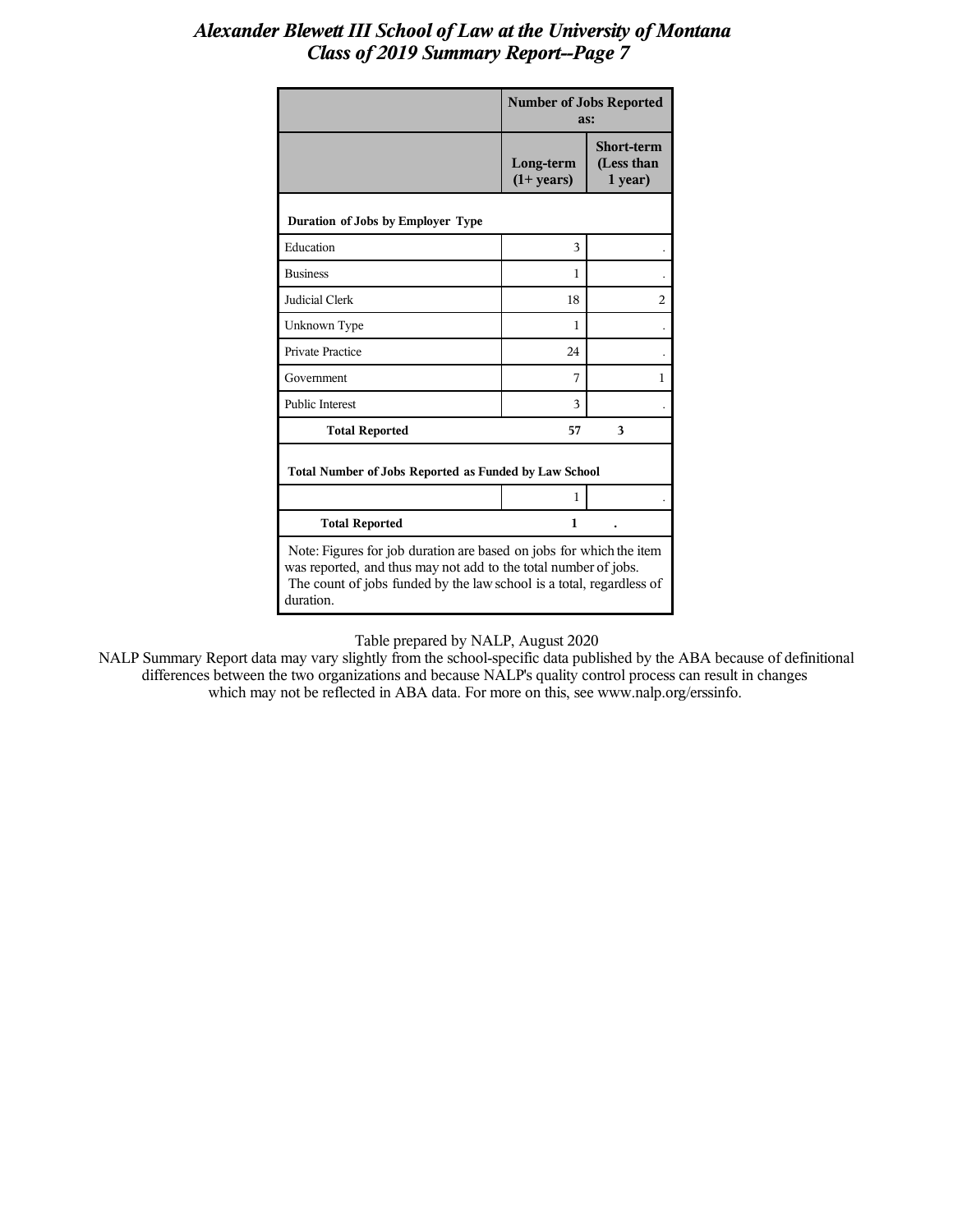# Alexander Blewett III School of Law at the University of Montana
## Class of 2019 Summary Report--Page 7

| | Number of Jobs Reported as: | |
|---|---|---|
| | **Long-term (1+ years)** | **Short-term (Less than 1 year)** |
| **Duration of Jobs by Employer Type** | | |
| Education | 3 | . |
| Business | 1 | . |
| Judicial Clerk | 18 | 2 |
| Unknown Type | 1 | . |
| Private Practice | 24 | . |
| Government | 7 | 1 |
| Public Interest | 3 | . |
| **Total Reported** | **57** | **3** |
| **Total Number of Jobs Reported as Funded by Law School** | | |
| | 1 | . |
| **Total Reported** | **1** | **.** |

Note: Figures for job duration are based on jobs for which the item was reported, and thus may not add to the total number of jobs. The count of jobs funded by the law school is a total, regardless of duration.

Table prepared by NALP, August 2020

NALP Summary Report data may vary slightly from the school-specific data published by the ABA because of definitional differences between the two organizations and because NALP's quality control process can result in changes which may not be reflected in ABA data. For more on this, see www.nalp.org/erssinfo.